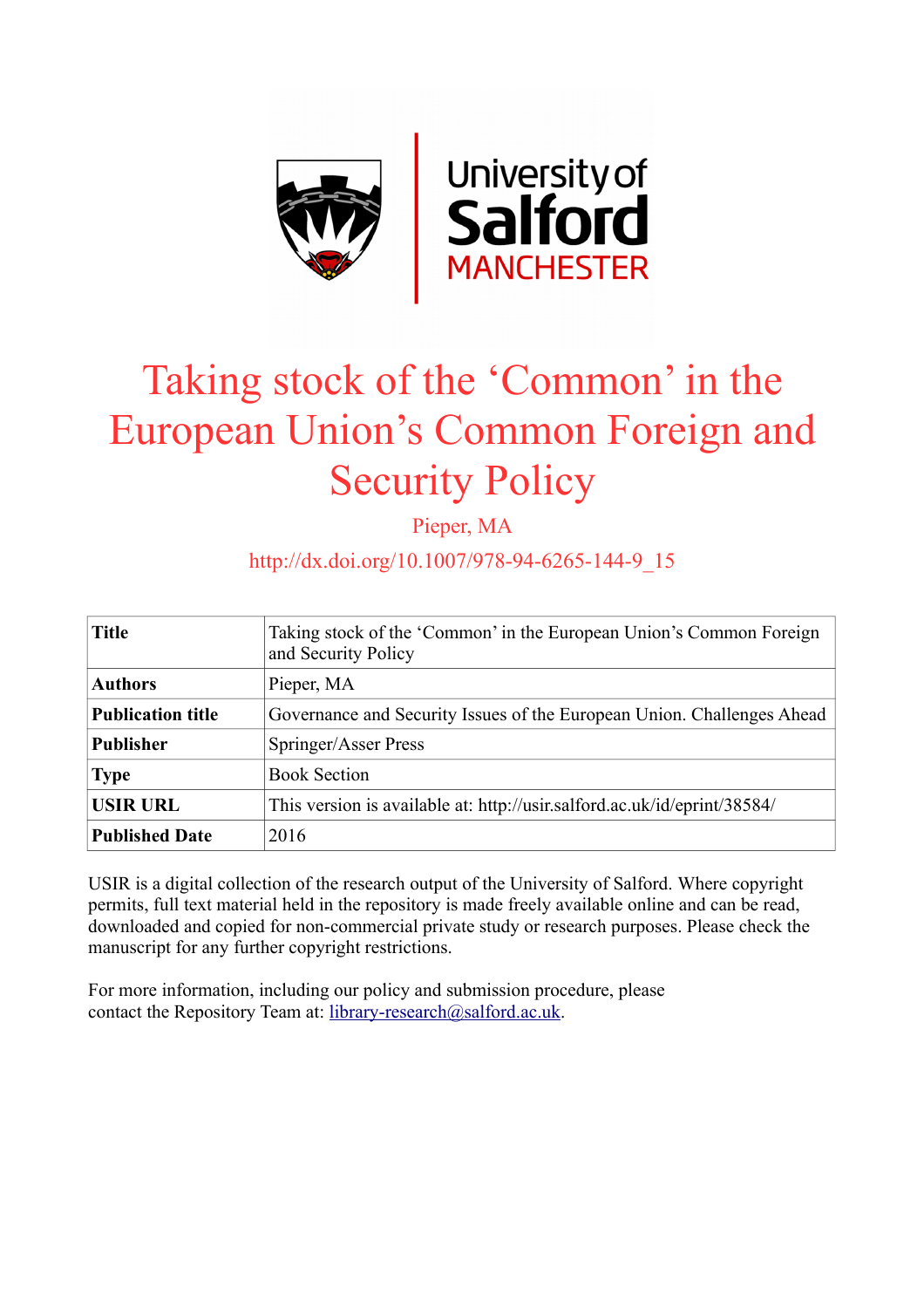# Taking stock of the 'Common' in the European Union's Common Foreign and Security Policy

Pieper, MA

http://dx.doi.org/10.1007/978-94-6265-144-9_15

| | |
|---|---|
| **Title** | Taking stock of the 'Common' in the European Union's Common Foreign and Security Policy |
| **Authors** | Pieper, MA |
| **Publication title** | Governance and Security Issues of the European Union. Challenges Ahead |
| **Publisher** | Springer/Asser Press |
| **Type** | Book Section |
| **USIR URL** | This version is available at: http://usir.salford.ac.uk/id/eprint/38584/ |
| **Published Date** | 2016 |

USIR is a digital collection of the research output of the University of Salford. Where copyright permits, full text material held in the repository is made freely available online and can be read, downloaded and copied for non-commercial private study or research purposes. Please check the manuscript for any further copyright restrictions.

For more information, including our policy and submission procedure, please contact the Repository Team at: library-research@salford.ac.uk.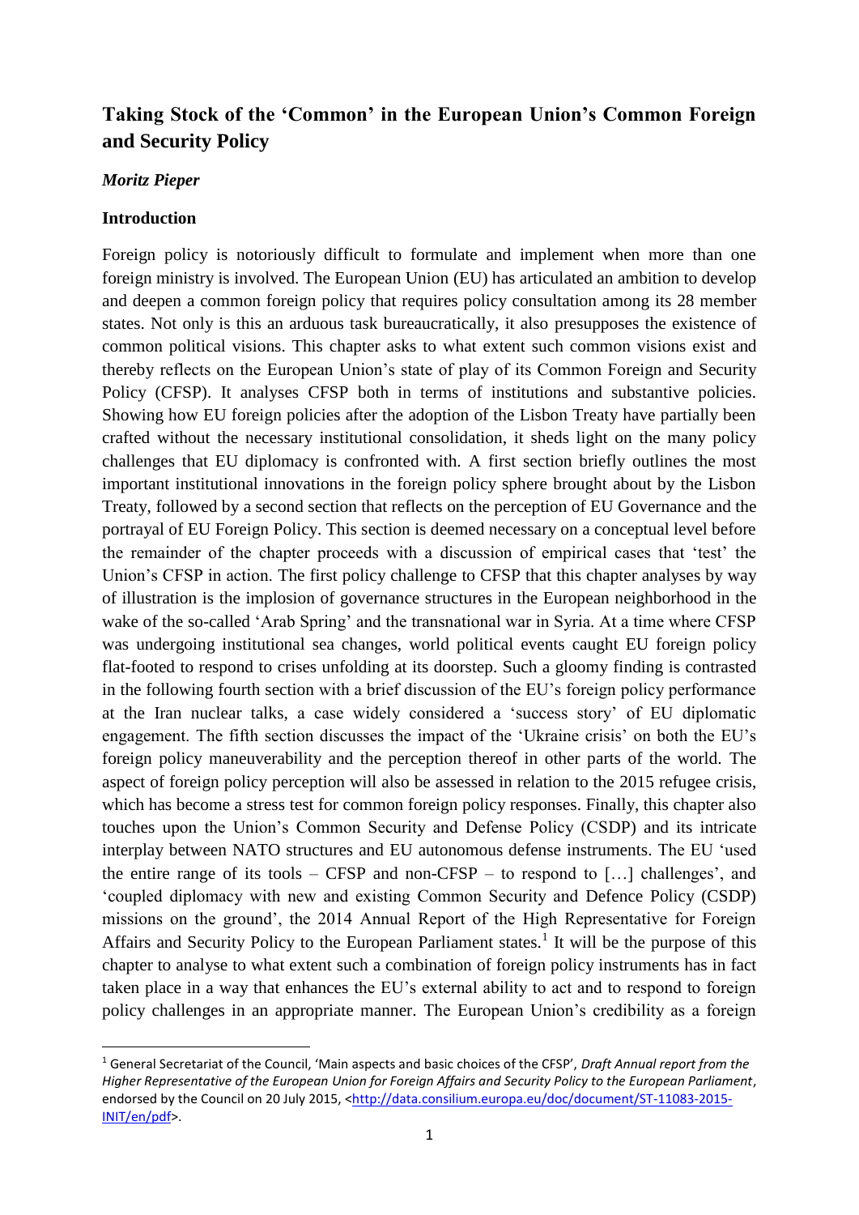# Taking Stock of the 'Common' in the European Union's Common Foreign and Security Policy

***Moritz Pieper***

**Introduction**

Foreign policy is notoriously difficult to formulate and implement when more than one foreign ministry is involved. The European Union (EU) has articulated an ambition to develop and deepen a common foreign policy that requires policy consultation among its 28 member states. Not only is this an arduous task bureaucratically, it also presupposes the existence of common political visions. This chapter asks to what extent such common visions exist and thereby reflects on the European Union's state of play of its Common Foreign and Security Policy (CFSP). It analyses CFSP both in terms of institutions and substantive policies. Showing how EU foreign policies after the adoption of the Lisbon Treaty have partially been crafted without the necessary institutional consolidation, it sheds light on the many policy challenges that EU diplomacy is confronted with. A first section briefly outlines the most important institutional innovations in the foreign policy sphere brought about by the Lisbon Treaty, followed by a second section that reflects on the perception of EU Governance and the portrayal of EU Foreign Policy. This section is deemed necessary on a conceptual level before the remainder of the chapter proceeds with a discussion of empirical cases that 'test' the Union's CFSP in action. The first policy challenge to CFSP that this chapter analyses by way of illustration is the implosion of governance structures in the European neighborhood in the wake of the so-called 'Arab Spring' and the transnational war in Syria. At a time where CFSP was undergoing institutional sea changes, world political events caught EU foreign policy flat-footed to respond to crises unfolding at its doorstep. Such a gloomy finding is contrasted in the following fourth section with a brief discussion of the EU's foreign policy performance at the Iran nuclear talks, a case widely considered a 'success story' of EU diplomatic engagement. The fifth section discusses the impact of the 'Ukraine crisis' on both the EU's foreign policy maneuverability and the perception thereof in other parts of the world. The aspect of foreign policy perception will also be assessed in relation to the 2015 refugee crisis, which has become a stress test for common foreign policy responses. Finally, this chapter also touches upon the Union's Common Security and Defense Policy (CSDP) and its intricate interplay between NATO structures and EU autonomous defense instruments. The EU 'used the entire range of its tools – CFSP and non-CFSP – to respond to […] challenges', and 'coupled diplomacy with new and existing Common Security and Defence Policy (CSDP) missions on the ground', the 2014 Annual Report of the High Representative for Foreign Affairs and Security Policy to the European Parliament states.[1] It will be the purpose of this chapter to analyse to what extent such a combination of foreign policy instruments has in fact taken place in a way that enhances the EU's external ability to act and to respond to foreign policy challenges in an appropriate manner. The European Union's credibility as a foreign

---

[1] General Secretariat of the Council, 'Main aspects and basic choices of the CFSP', *Draft Annual report from the Higher Representative of the European Union for Foreign Affairs and Security Policy to the European Parliament*, endorsed by the Council on 20 July 2015, <http://data.consilium.europa.eu/doc/document/ST-11083-2015-INIT/en/pdf>.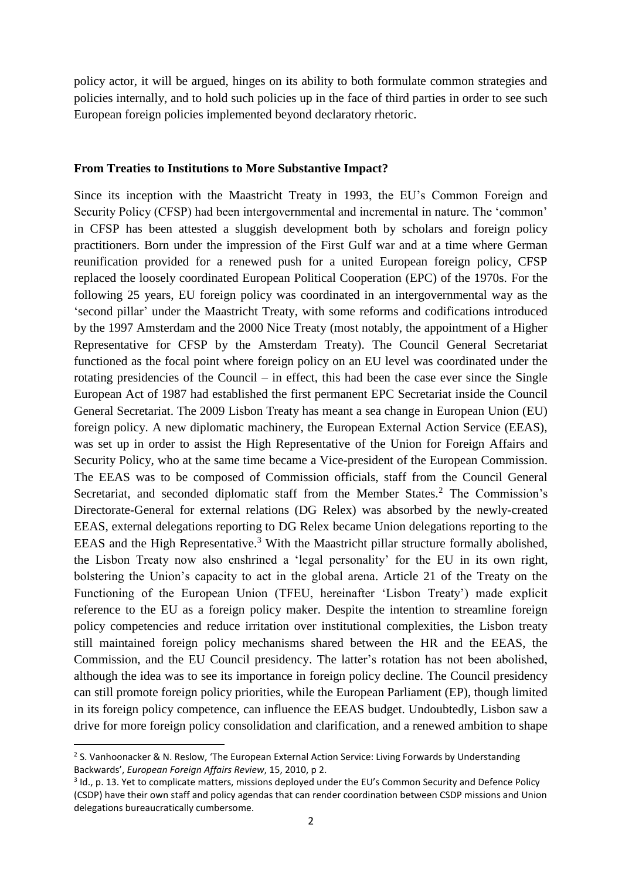policy actor, it will be argued, hinges on its ability to both formulate common strategies and policies internally, and to hold such policies up in the face of third parties in order to see such European foreign policies implemented beyond declaratory rhetoric.

**From Treaties to Institutions to More Substantive Impact?**

Since its inception with the Maastricht Treaty in 1993, the EU's Common Foreign and Security Policy (CFSP) had been intergovernmental and incremental in nature. The 'common' in CFSP has been attested a sluggish development both by scholars and foreign policy practitioners. Born under the impression of the First Gulf war and at a time where German reunification provided for a renewed push for a united European foreign policy, CFSP replaced the loosely coordinated European Political Cooperation (EPC) of the 1970s. For the following 25 years, EU foreign policy was coordinated in an intergovernmental way as the 'second pillar' under the Maastricht Treaty, with some reforms and codifications introduced by the 1997 Amsterdam and the 2000 Nice Treaty (most notably, the appointment of a Higher Representative for CFSP by the Amsterdam Treaty). The Council General Secretariat functioned as the focal point where foreign policy on an EU level was coordinated under the rotating presidencies of the Council – in effect, this had been the case ever since the Single European Act of 1987 had established the first permanent EPC Secretariat inside the Council General Secretariat. The 2009 Lisbon Treaty has meant a sea change in European Union (EU) foreign policy. A new diplomatic machinery, the European External Action Service (EEAS), was set up in order to assist the High Representative of the Union for Foreign Affairs and Security Policy, who at the same time became a Vice-president of the European Commission. The EEAS was to be composed of Commission officials, staff from the Council General Secretariat, and seconded diplomatic staff from the Member States.[2] The Commission's Directorate-General for external relations (DG Relex) was absorbed by the newly-created EEAS, external delegations reporting to DG Relex became Union delegations reporting to the EEAS and the High Representative.[3] With the Maastricht pillar structure formally abolished, the Lisbon Treaty now also enshrined a 'legal personality' for the EU in its own right, bolstering the Union's capacity to act in the global arena. Article 21 of the Treaty on the Functioning of the European Union (TFEU, hereinafter 'Lisbon Treaty') made explicit reference to the EU as a foreign policy maker. Despite the intention to streamline foreign policy competencies and reduce irritation over institutional complexities, the Lisbon treaty still maintained foreign policy mechanisms shared between the HR and the EEAS, the Commission, and the EU Council presidency. The latter's rotation has not been abolished, although the idea was to see its importance in foreign policy decline. The Council presidency can still promote foreign policy priorities, while the European Parliament (EP), though limited in its foreign policy competence, can influence the EEAS budget. Undoubtedly, Lisbon saw a drive for more foreign policy consolidation and clarification, and a renewed ambition to shape

[2] S. Vanhoonacker & N. Reslow, 'The European External Action Service: Living Forwards by Understanding Backwards', *European Foreign Affairs Review*, 15, 2010, p 2.

[3] Id., p. 13. Yet to complicate matters, missions deployed under the EU's Common Security and Defence Policy (CSDP) have their own staff and policy agendas that can render coordination between CSDP missions and Union delegations bureaucratically cumbersome.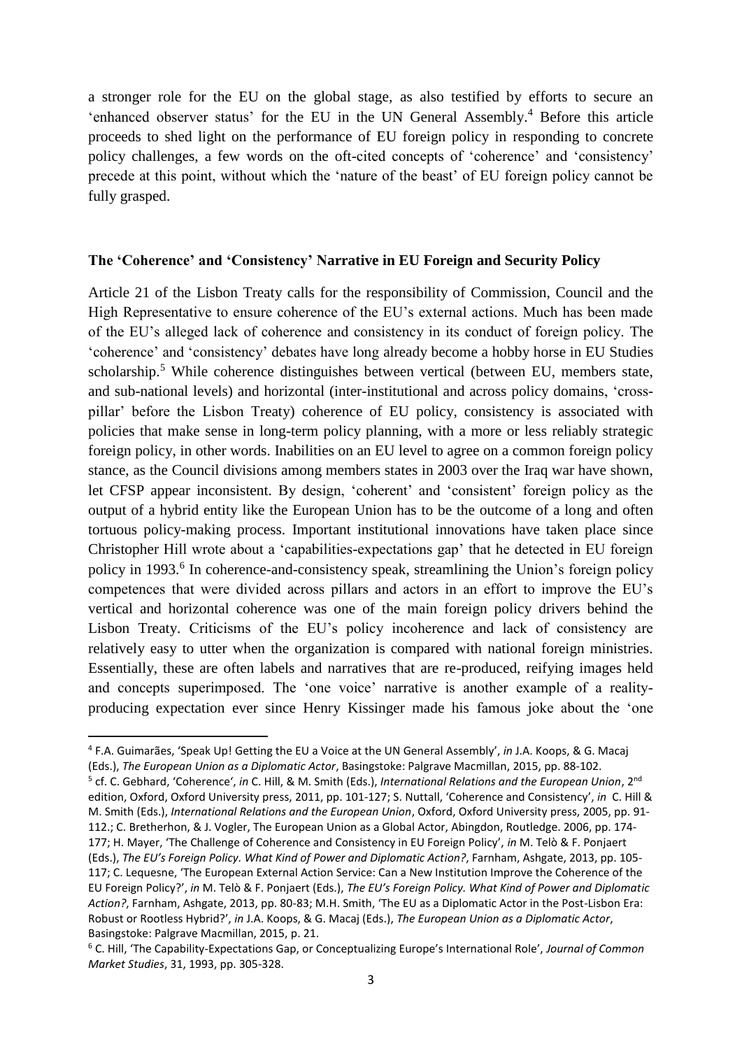a stronger role for the EU on the global stage, as also testified by efforts to secure an 'enhanced observer status' for the EU in the UN General Assembly.[4] Before this article proceeds to shed light on the performance of EU foreign policy in responding to concrete policy challenges, a few words on the oft-cited concepts of 'coherence' and 'consistency' precede at this point, without which the 'nature of the beast' of EU foreign policy cannot be fully grasped.

## The 'Coherence' and 'Consistency' Narrative in EU Foreign and Security Policy

Article 21 of the Lisbon Treaty calls for the responsibility of Commission, Council and the High Representative to ensure coherence of the EU's external actions. Much has been made of the EU's alleged lack of coherence and consistency in its conduct of foreign policy. The 'coherence' and 'consistency' debates have long already become a hobby horse in EU Studies scholarship.[5] While coherence distinguishes between vertical (between EU, members state, and sub-national levels) and horizontal (inter-institutional and across policy domains, 'cross-pillar' before the Lisbon Treaty) coherence of EU policy, consistency is associated with policies that make sense in long-term policy planning, with a more or less reliably strategic foreign policy, in other words. Inabilities on an EU level to agree on a common foreign policy stance, as the Council divisions among members states in 2003 over the Iraq war have shown, let CFSP appear inconsistent. By design, 'coherent' and 'consistent' foreign policy as the output of a hybrid entity like the European Union has to be the outcome of a long and often tortuous policy-making process. Important institutional innovations have taken place since Christopher Hill wrote about a 'capabilities-expectations gap' that he detected in EU foreign policy in 1993.[6] In coherence-and-consistency speak, streamlining the Union's foreign policy competences that were divided across pillars and actors in an effort to improve the EU's vertical and horizontal coherence was one of the main foreign policy drivers behind the Lisbon Treaty. Criticisms of the EU's policy incoherence and lack of consistency are relatively easy to utter when the organization is compared with national foreign ministries. Essentially, these are often labels and narratives that are re-produced, reifying images held and concepts superimposed. The 'one voice' narrative is another example of a reality-producing expectation ever since Henry Kissinger made his famous joke about the 'one

---

[4] F.A. Guimarães, 'Speak Up! Getting the EU a Voice at the UN General Assembly', *in* J.A. Koops, & G. Macaj (Eds.), *The European Union as a Diplomatic Actor*, Basingstoke: Palgrave Macmillan, 2015, pp. 88-102.

[5] cf. C. Gebhard, 'Coherence', *in* C. Hill, & M. Smith (Eds.), *International Relations and the European Union*, 2nd edition, Oxford, Oxford University press, 2011, pp. 101-127; S. Nuttall, 'Coherence and Consistency', *in* C. Hill & M. Smith (Eds.), *International Relations and the European Union*, Oxford, Oxford University press, 2005, pp. 91-112.; C. Bretherhon, & J. Vogler, The European Union as a Global Actor, Abingdon, Routledge. 2006, pp. 174-177; H. Mayer, 'The Challenge of Coherence and Consistency in EU Foreign Policy', *in* M. Telò & F. Ponjaert (Eds.), *The EU's Foreign Policy. What Kind of Power and Diplomatic Action?*, Farnham, Ashgate, 2013, pp. 105-117; C. Lequesne, 'The European External Action Service: Can a New Institution Improve the Coherence of the EU Foreign Policy?', *in* M. Telò & F. Ponjaert (Eds.), *The EU's Foreign Policy. What Kind of Power and Diplomatic Action?*, Farnham, Ashgate, 2013, pp. 80-83; M.H. Smith, 'The EU as a Diplomatic Actor in the Post-Lisbon Era: Robust or Rootless Hybrid?', *in* J.A. Koops, & G. Macaj (Eds.), *The European Union as a Diplomatic Actor*, Basingstoke: Palgrave Macmillan, 2015, p. 21.

[6] C. Hill, 'The Capability-Expectations Gap, or Conceptualizing Europe's International Role', *Journal of Common Market Studies*, 31, 1993, pp. 305-328.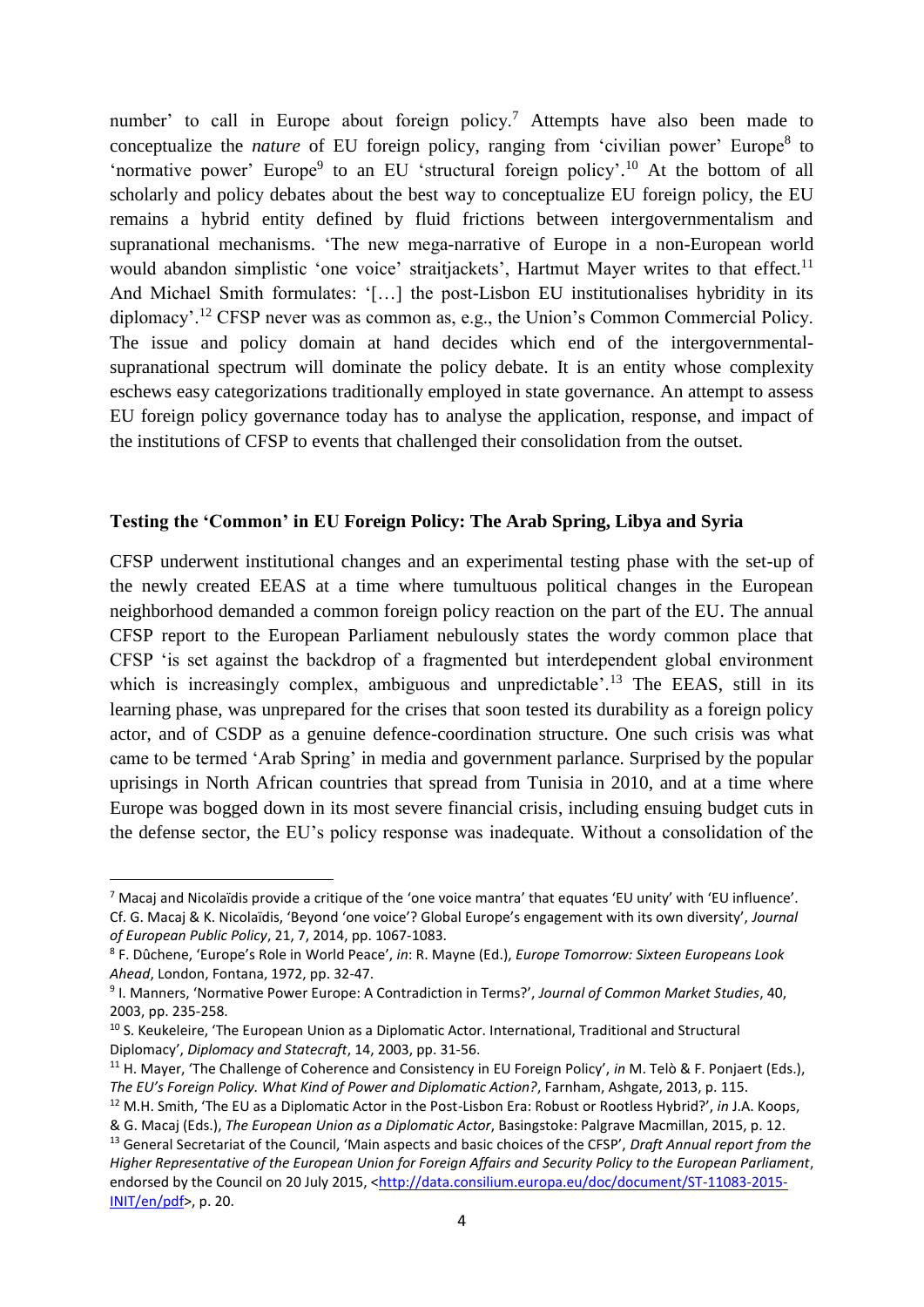number' to call in Europe about foreign policy.[7] Attempts have also been made to conceptualize the *nature* of EU foreign policy, ranging from 'civilian power' Europe[8] to 'normative power' Europe[9] to an EU 'structural foreign policy'.[10] At the bottom of all scholarly and policy debates about the best way to conceptualize EU foreign policy, the EU remains a hybrid entity defined by fluid frictions between intergovernmentalism and supranational mechanisms. 'The new mega-narrative of Europe in a non-European world would abandon simplistic 'one voice' straitjackets', Hartmut Mayer writes to that effect.[11] And Michael Smith formulates: '[…] the post-Lisbon EU institutionalises hybridity in its diplomacy'.[12] CFSP never was as common as, e.g., the Union's Common Commercial Policy. The issue and policy domain at hand decides which end of the intergovernmental-supranational spectrum will dominate the policy debate. It is an entity whose complexity eschews easy categorizations traditionally employed in state governance. An attempt to assess EU foreign policy governance today has to analyse the application, response, and impact of the institutions of CFSP to events that challenged their consolidation from the outset.

## Testing the 'Common' in EU Foreign Policy: The Arab Spring, Libya and Syria

CFSP underwent institutional changes and an experimental testing phase with the set-up of the newly created EEAS at a time where tumultuous political changes in the European neighborhood demanded a common foreign policy reaction on the part of the EU. The annual CFSP report to the European Parliament nebulously states the wordy common place that CFSP 'is set against the backdrop of a fragmented but interdependent global environment which is increasingly complex, ambiguous and unpredictable'.[13] The EEAS, still in its learning phase, was unprepared for the crises that soon tested its durability as a foreign policy actor, and of CSDP as a genuine defence-coordination structure. One such crisis was what came to be termed 'Arab Spring' in media and government parlance. Surprised by the popular uprisings in North African countries that spread from Tunisia in 2010, and at a time where Europe was bogged down in its most severe financial crisis, including ensuing budget cuts in the defense sector, the EU's policy response was inadequate. Without a consolidation of the

---

[7] Macaj and Nicolaïdis provide a critique of the 'one voice mantra' that equates 'EU unity' with 'EU influence'. Cf. G. Macaj & K. Nicolaïdis, 'Beyond 'one voice'? Global Europe's engagement with its own diversity', *Journal of European Public Policy*, 21, 7, 2014, pp. 1067-1083.

[8] F. Dûchene, 'Europe's Role in World Peace', *in*: R. Mayne (Ed.), *Europe Tomorrow: Sixteen Europeans Look Ahead*, London, Fontana, 1972, pp. 32-47.

[9] I. Manners, 'Normative Power Europe: A Contradiction in Terms?', *Journal of Common Market Studies*, 40, 2003, pp. 235-258.

[10] S. Keukeleire, 'The European Union as a Diplomatic Actor. International, Traditional and Structural Diplomacy', *Diplomacy and Statecraft*, 14, 2003, pp. 31-56.

[11] H. Mayer, 'The Challenge of Coherence and Consistency in EU Foreign Policy', *in* M. Telò & F. Ponjaert (Eds.), *The EU's Foreign Policy. What Kind of Power and Diplomatic Action?*, Farnham, Ashgate, 2013, p. 115.

[12] M.H. Smith, 'The EU as a Diplomatic Actor in the Post-Lisbon Era: Robust or Rootless Hybrid?', *in* J.A. Koops, & G. Macaj (Eds.), *The European Union as a Diplomatic Actor*, Basingstoke: Palgrave Macmillan, 2015, p. 12.

[13] General Secretariat of the Council, 'Main aspects and basic choices of the CFSP', *Draft Annual report from the Higher Representative of the European Union for Foreign Affairs and Security Policy to the European Parliament*, endorsed by the Council on 20 July 2015, <http://data.consilium.europa.eu/doc/document/ST-11083-2015-INIT/en/pdf>, p. 20.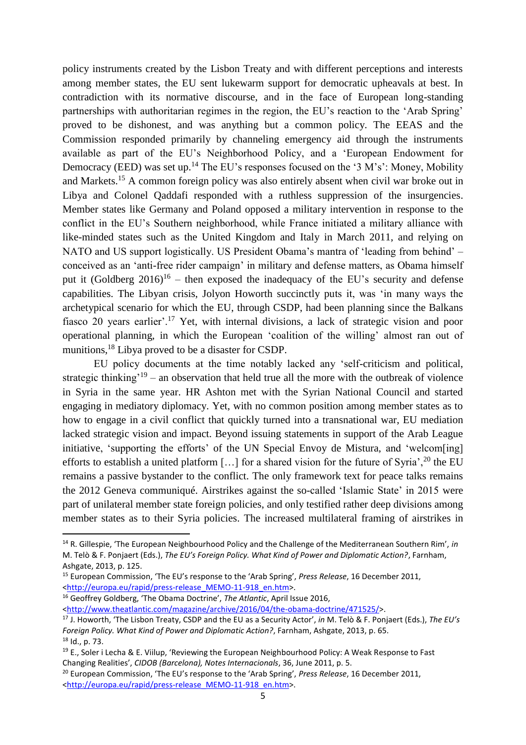policy instruments created by the Lisbon Treaty and with different perceptions and interests among member states, the EU sent lukewarm support for democratic upheavals at best. In contradiction with its normative discourse, and in the face of European long-standing partnerships with authoritarian regimes in the region, the EU's reaction to the 'Arab Spring' proved to be dishonest, and was anything but a common policy. The EEAS and the Commission responded primarily by channeling emergency aid through the instruments available as part of the EU's Neighborhood Policy, and a 'European Endowment for Democracy (EED) was set up.[14] The EU's responses focused on the '3 M's': Money, Mobility and Markets.[15] A common foreign policy was also entirely absent when civil war broke out in Libya and Colonel Qaddafi responded with a ruthless suppression of the insurgencies. Member states like Germany and Poland opposed a military intervention in response to the conflict in the EU's Southern neighborhood, while France initiated a military alliance with like-minded states such as the United Kingdom and Italy in March 2011, and relying on NATO and US support logistically. US President Obama's mantra of 'leading from behind' – conceived as an 'anti-free rider campaign' in military and defense matters, as Obama himself put it (Goldberg 2016)[16] – then exposed the inadequacy of the EU's security and defense capabilities. The Libyan crisis, Jolyon Howorth succinctly puts it, was 'in many ways the archetypical scenario for which the EU, through CSDP, had been planning since the Balkans fiasco 20 years earlier'.[17] Yet, with internal divisions, a lack of strategic vision and poor operational planning, in which the European 'coalition of the willing' almost ran out of munitions,[18] Libya proved to be a disaster for CSDP.

EU policy documents at the time notably lacked any 'self-criticism and political, strategic thinking'[19] – an observation that held true all the more with the outbreak of violence in Syria in the same year. HR Ashton met with the Syrian National Council and started engaging in mediatory diplomacy. Yet, with no common position among member states as to how to engage in a civil conflict that quickly turned into a transnational war, EU mediation lacked strategic vision and impact. Beyond issuing statements in support of the Arab League initiative, 'supporting the efforts' of the UN Special Envoy de Mistura, and 'welcom[ing] efforts to establish a united platform […] for a shared vision for the future of Syria',[20] the EU remains a passive bystander to the conflict. The only framework text for peace talks remains the 2012 Geneva communiqué. Airstrikes against the so-called 'Islamic State' in 2015 were part of unilateral member state foreign policies, and only testified rather deep divisions among member states as to their Syria policies. The increased multilateral framing of airstrikes in

---

[14] R. Gillespie, 'The European Neighbourhood Policy and the Challenge of the Mediterranean Southern Rim', *in* M. Telò & F. Ponjaert (Eds.), *The EU's Foreign Policy. What Kind of Power and Diplomatic Action?*, Farnham, Ashgate, 2013, p. 125.

[15] European Commission, 'The EU's response to the 'Arab Spring', *Press Release*, 16 December 2011, <http://europa.eu/rapid/press-release_MEMO-11-918_en.htm>.

[16] Geoffrey Goldberg, 'The Obama Doctrine', *The Atlantic*, April Issue 2016, <http://www.theatlantic.com/magazine/archive/2016/04/the-obama-doctrine/471525/>.

[17] J. Howorth, 'The Lisbon Treaty, CSDP and the EU as a Security Actor', *in* M. Telò & F. Ponjaert (Eds.), *The EU's Foreign Policy. What Kind of Power and Diplomatic Action?*, Farnham, Ashgate, 2013, p. 65.

[18] Id., p. 73.

[19] E., Soler i Lecha & E. Viilup, 'Reviewing the European Neighbourhood Policy: A Weak Response to Fast Changing Realities', *CIDOB (Barcelona), Notes Internacionals*, 36, June 2011, p. 5.

[20] European Commission, 'The EU's response to the 'Arab Spring', *Press Release*, 16 December 2011, <http://europa.eu/rapid/press-release_MEMO-11-918_en.htm>.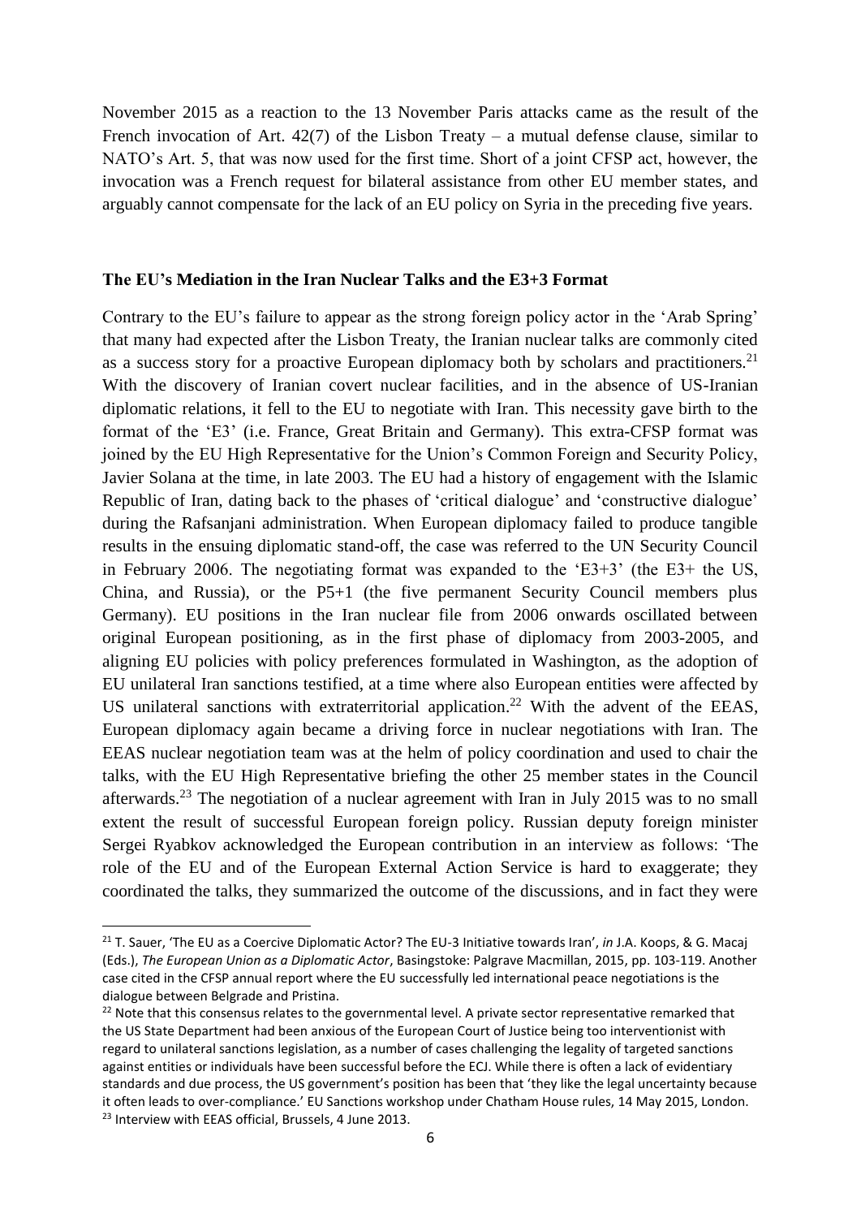November 2015 as a reaction to the 13 November Paris attacks came as the result of the French invocation of Art. 42(7) of the Lisbon Treaty – a mutual defense clause, similar to NATO's Art. 5, that was now used for the first time. Short of a joint CFSP act, however, the invocation was a French request for bilateral assistance from other EU member states, and arguably cannot compensate for the lack of an EU policy on Syria in the preceding five years.

**The EU's Mediation in the Iran Nuclear Talks and the E3+3 Format**

Contrary to the EU's failure to appear as the strong foreign policy actor in the 'Arab Spring' that many had expected after the Lisbon Treaty, the Iranian nuclear talks are commonly cited as a success story for a proactive European diplomacy both by scholars and practitioners.[21] With the discovery of Iranian covert nuclear facilities, and in the absence of US-Iranian diplomatic relations, it fell to the EU to negotiate with Iran. This necessity gave birth to the format of the 'E3' (i.e. France, Great Britain and Germany). This extra-CFSP format was joined by the EU High Representative for the Union's Common Foreign and Security Policy, Javier Solana at the time, in late 2003. The EU had a history of engagement with the Islamic Republic of Iran, dating back to the phases of 'critical dialogue' and 'constructive dialogue' during the Rafsanjani administration. When European diplomacy failed to produce tangible results in the ensuing diplomatic stand-off, the case was referred to the UN Security Council in February 2006. The negotiating format was expanded to the 'E3+3' (the E3+ the US, China, and Russia), or the P5+1 (the five permanent Security Council members plus Germany). EU positions in the Iran nuclear file from 2006 onwards oscillated between original European positioning, as in the first phase of diplomacy from 2003-2005, and aligning EU policies with policy preferences formulated in Washington, as the adoption of EU unilateral Iran sanctions testified, at a time where also European entities were affected by US unilateral sanctions with extraterritorial application.[22] With the advent of the EEAS, European diplomacy again became a driving force in nuclear negotiations with Iran. The EEAS nuclear negotiation team was at the helm of policy coordination and used to chair the talks, with the EU High Representative briefing the other 25 member states in the Council afterwards.[23] The negotiation of a nuclear agreement with Iran in July 2015 was to no small extent the result of successful European foreign policy. Russian deputy foreign minister Sergei Ryabkov acknowledged the European contribution in an interview as follows: 'The role of the EU and of the European External Action Service is hard to exaggerate; they coordinated the talks, they summarized the outcome of the discussions, and in fact they were

---

[21] T. Sauer, 'The EU as a Coercive Diplomatic Actor? The EU-3 Initiative towards Iran', *in* J.A. Koops, & G. Macaj (Eds.), *The European Union as a Diplomatic Actor*, Basingstoke: Palgrave Macmillan, 2015, pp. 103-119. Another case cited in the CFSP annual report where the EU successfully led international peace negotiations is the dialogue between Belgrade and Pristina.

[22] Note that this consensus relates to the governmental level. A private sector representative remarked that the US State Department had been anxious of the European Court of Justice being too interventionist with regard to unilateral sanctions legislation, as a number of cases challenging the legality of targeted sanctions against entities or individuals have been successful before the ECJ. While there is often a lack of evidentiary standards and due process, the US government's position has been that 'they like the legal uncertainty because it often leads to over-compliance.' EU Sanctions workshop under Chatham House rules, 14 May 2015, London.

[23] Interview with EEAS official, Brussels, 4 June 2013.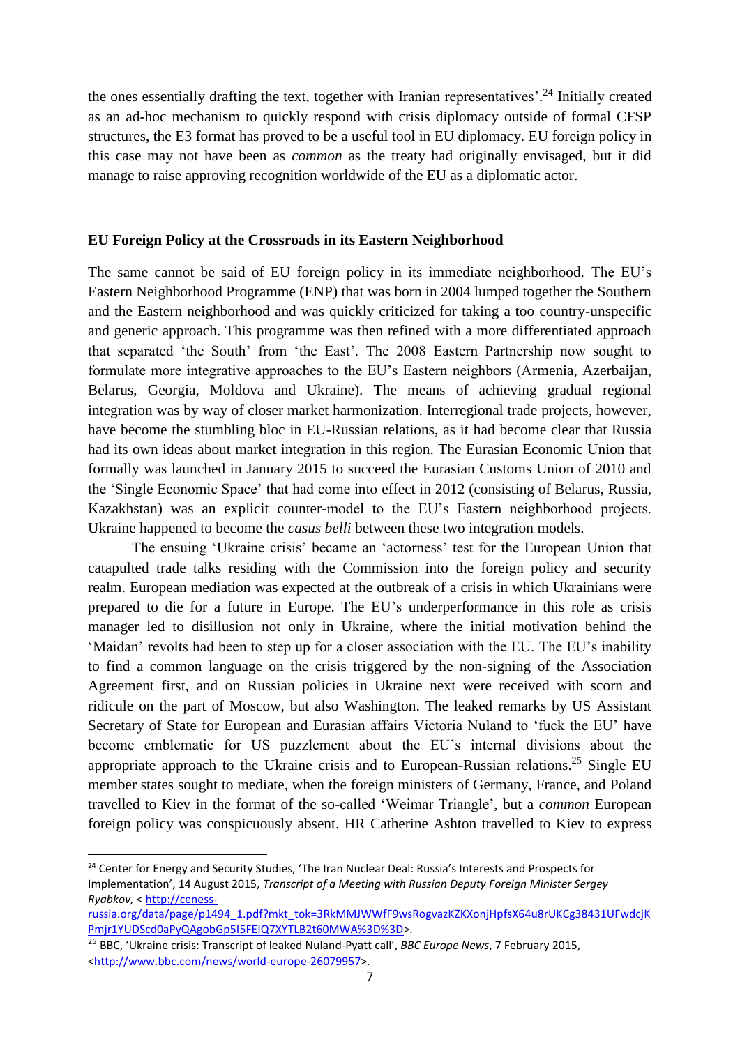the ones essentially drafting the text, together with Iranian representatives'.[24] Initially created as an ad-hoc mechanism to quickly respond with crisis diplomacy outside of formal CFSP structures, the E3 format has proved to be a useful tool in EU diplomacy. EU foreign policy in this case may not have been as *common* as the treaty had originally envisaged, but it did manage to raise approving recognition worldwide of the EU as a diplomatic actor.

## EU Foreign Policy at the Crossroads in its Eastern Neighborhood

The same cannot be said of EU foreign policy in its immediate neighborhood. The EU's Eastern Neighborhood Programme (ENP) that was born in 2004 lumped together the Southern and the Eastern neighborhood and was quickly criticized for taking a too country-unspecific and generic approach. This programme was then refined with a more differentiated approach that separated 'the South' from 'the East'. The 2008 Eastern Partnership now sought to formulate more integrative approaches to the EU's Eastern neighbors (Armenia, Azerbaijan, Belarus, Georgia, Moldova and Ukraine). The means of achieving gradual regional integration was by way of closer market harmonization. Interregional trade projects, however, have become the stumbling bloc in EU-Russian relations, as it had become clear that Russia had its own ideas about market integration in this region. The Eurasian Economic Union that formally was launched in January 2015 to succeed the Eurasian Customs Union of 2010 and the 'Single Economic Space' that had come into effect in 2012 (consisting of Belarus, Russia, Kazakhstan) was an explicit counter-model to the EU's Eastern neighborhood projects. Ukraine happened to become the *casus belli* between these two integration models.

The ensuing 'Ukraine crisis' became an 'actorness' test for the European Union that catapulted trade talks residing with the Commission into the foreign policy and security realm. European mediation was expected at the outbreak of a crisis in which Ukrainians were prepared to die for a future in Europe. The EU's underperformance in this role as crisis manager led to disillusion not only in Ukraine, where the initial motivation behind the 'Maidan' revolts had been to step up for a closer association with the EU. The EU's inability to find a common language on the crisis triggered by the non-signing of the Association Agreement first, and on Russian policies in Ukraine next were received with scorn and ridicule on the part of Moscow, but also Washington. The leaked remarks by US Assistant Secretary of State for European and Eurasian affairs Victoria Nuland to 'fuck the EU' have become emblematic for US puzzlement about the EU's internal divisions about the appropriate approach to the Ukraine crisis and to European-Russian relations.[25] Single EU member states sought to mediate, when the foreign ministers of Germany, France, and Poland travelled to Kiev in the format of the so-called 'Weimar Triangle', but a *common* European foreign policy was conspicuously absent. HR Catherine Ashton travelled to Kiev to express

---

[24] Center for Energy and Security Studies, 'The Iran Nuclear Deal: Russia's Interests and Prospects for Implementation', 14 August 2015, *Transcript of a Meeting with Russian Deputy Foreign Minister Sergey Ryabkov*, < http://ceness-russia.org/data/page/p1494_1.pdf?mkt_tok=3RkMMJWWfF9wsRogvazKZKXonjHpfsX64u8rUKCg38431UFwdcjKPmjr1YUDScd0aPyQAgobGp5I5FEIQ7XYTLB2t60MWA%3D%3D>.

[25] BBC, 'Ukraine crisis: Transcript of leaked Nuland-Pyatt call', *BBC Europe News*, 7 February 2015, <http://www.bbc.com/news/world-europe-26079957>.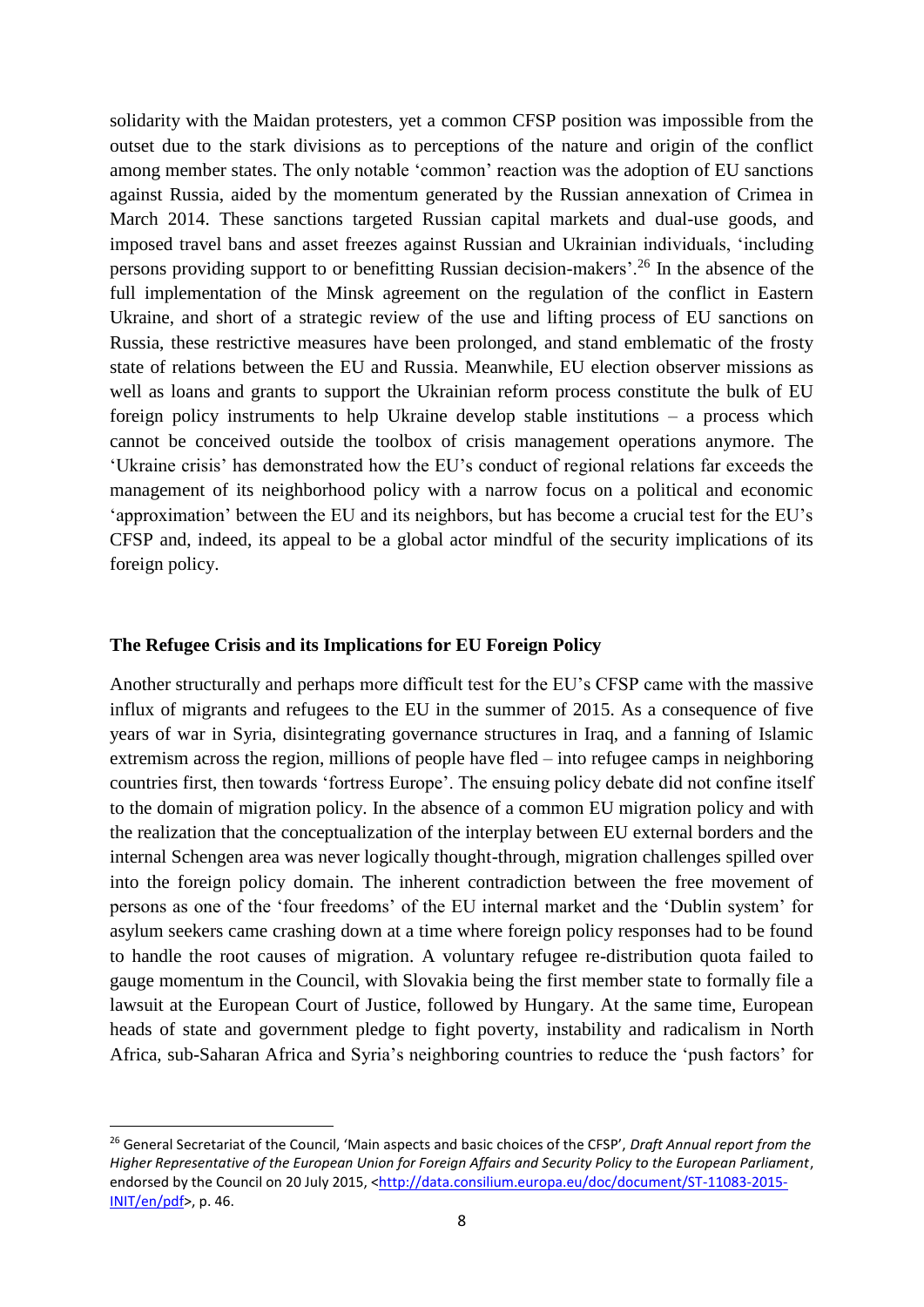solidarity with the Maidan protesters, yet a common CFSP position was impossible from the outset due to the stark divisions as to perceptions of the nature and origin of the conflict among member states. The only notable 'common' reaction was the adoption of EU sanctions against Russia, aided by the momentum generated by the Russian annexation of Crimea in March 2014. These sanctions targeted Russian capital markets and dual-use goods, and imposed travel bans and asset freezes against Russian and Ukrainian individuals, 'including persons providing support to or benefitting Russian decision-makers'.[26] In the absence of the full implementation of the Minsk agreement on the regulation of the conflict in Eastern Ukraine, and short of a strategic review of the use and lifting process of EU sanctions on Russia, these restrictive measures have been prolonged, and stand emblematic of the frosty state of relations between the EU and Russia. Meanwhile, EU election observer missions as well as loans and grants to support the Ukrainian reform process constitute the bulk of EU foreign policy instruments to help Ukraine develop stable institutions – a process which cannot be conceived outside the toolbox of crisis management operations anymore. The 'Ukraine crisis' has demonstrated how the EU's conduct of regional relations far exceeds the management of its neighborhood policy with a narrow focus on a political and economic 'approximation' between the EU and its neighbors, but has become a crucial test for the EU's CFSP and, indeed, its appeal to be a global actor mindful of the security implications of its foreign policy.

## The Refugee Crisis and its Implications for EU Foreign Policy

Another structurally and perhaps more difficult test for the EU's CFSP came with the massive influx of migrants and refugees to the EU in the summer of 2015. As a consequence of five years of war in Syria, disintegrating governance structures in Iraq, and a fanning of Islamic extremism across the region, millions of people have fled – into refugee camps in neighboring countries first, then towards 'fortress Europe'. The ensuing policy debate did not confine itself to the domain of migration policy. In the absence of a common EU migration policy and with the realization that the conceptualization of the interplay between EU external borders and the internal Schengen area was never logically thought-through, migration challenges spilled over into the foreign policy domain. The inherent contradiction between the free movement of persons as one of the 'four freedoms' of the EU internal market and the 'Dublin system' for asylum seekers came crashing down at a time where foreign policy responses had to be found to handle the root causes of migration. A voluntary refugee re-distribution quota failed to gauge momentum in the Council, with Slovakia being the first member state to formally file a lawsuit at the European Court of Justice, followed by Hungary. At the same time, European heads of state and government pledge to fight poverty, instability and radicalism in North Africa, sub-Saharan Africa and Syria's neighboring countries to reduce the 'push factors' for

---

[26] General Secretariat of the Council, 'Main aspects and basic choices of the CFSP', *Draft Annual report from the Higher Representative of the European Union for Foreign Affairs and Security Policy to the European Parliament*, endorsed by the Council on 20 July 2015, <http://data.consilium.europa.eu/doc/document/ST-11083-2015-INIT/en/pdf>, p. 46.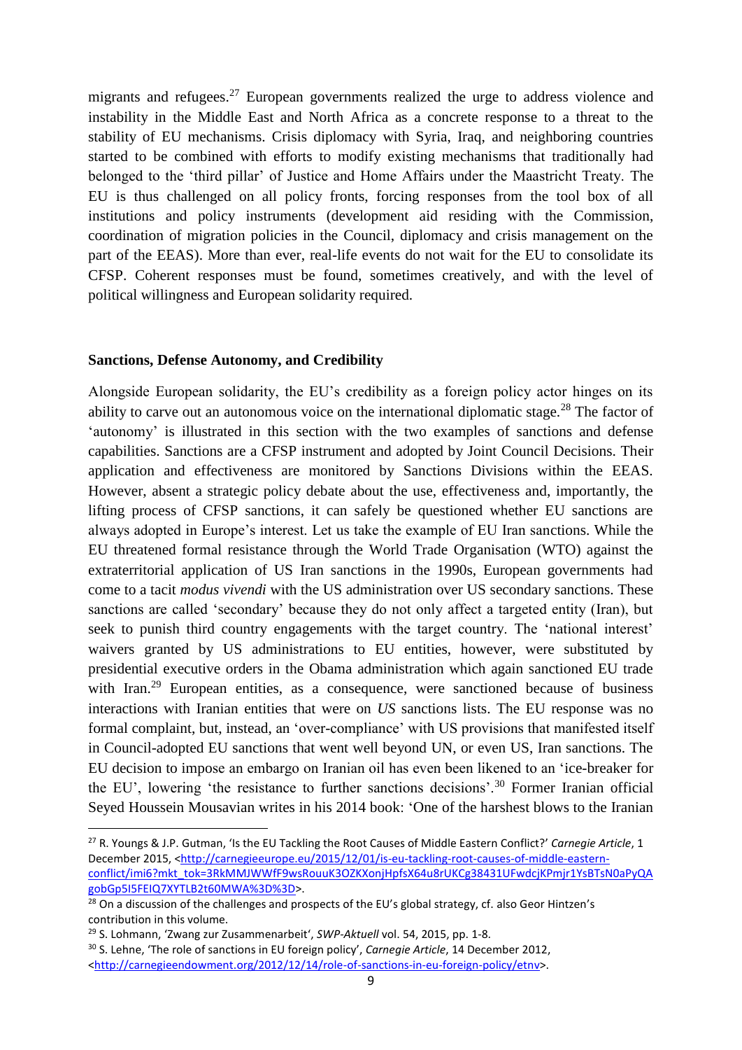migrants and refugees.[27] European governments realized the urge to address violence and instability in the Middle East and North Africa as a concrete response to a threat to the stability of EU mechanisms. Crisis diplomacy with Syria, Iraq, and neighboring countries started to be combined with efforts to modify existing mechanisms that traditionally had belonged to the 'third pillar' of Justice and Home Affairs under the Maastricht Treaty. The EU is thus challenged on all policy fronts, forcing responses from the tool box of all institutions and policy instruments (development aid residing with the Commission, coordination of migration policies in the Council, diplomacy and crisis management on the part of the EEAS). More than ever, real-life events do not wait for the EU to consolidate its CFSP. Coherent responses must be found, sometimes creatively, and with the level of political willingness and European solidarity required.

**Sanctions, Defense Autonomy, and Credibility**

Alongside European solidarity, the EU's credibility as a foreign policy actor hinges on its ability to carve out an autonomous voice on the international diplomatic stage.[28] The factor of 'autonomy' is illustrated in this section with the two examples of sanctions and defense capabilities. Sanctions are a CFSP instrument and adopted by Joint Council Decisions. Their application and effectiveness are monitored by Sanctions Divisions within the EEAS. However, absent a strategic policy debate about the use, effectiveness and, importantly, the lifting process of CFSP sanctions, it can safely be questioned whether EU sanctions are always adopted in Europe's interest. Let us take the example of EU Iran sanctions. While the EU threatened formal resistance through the World Trade Organisation (WTO) against the extraterritorial application of US Iran sanctions in the 1990s, European governments had come to a tacit *modus vivendi* with the US administration over US secondary sanctions. These sanctions are called 'secondary' because they do not only affect a targeted entity (Iran), but seek to punish third country engagements with the target country. The 'national interest' waivers granted by US administrations to EU entities, however, were substituted by presidential executive orders in the Obama administration which again sanctioned EU trade with Iran.[29] European entities, as a consequence, were sanctioned because of business interactions with Iranian entities that were on *US* sanctions lists. The EU response was no formal complaint, but, instead, an 'over-compliance' with US provisions that manifested itself in Council-adopted EU sanctions that went well beyond UN, or even US, Iran sanctions. The EU decision to impose an embargo on Iranian oil has even been likened to an 'ice-breaker for the EU', lowering 'the resistance to further sanctions decisions'.[30] Former Iranian official Seyed Houssein Mousavian writes in his 2014 book: 'One of the harshest blows to the Iranian

[27] R. Youngs & J.P. Gutman, 'Is the EU Tackling the Root Causes of Middle Eastern Conflict?' *Carnegie Article*, 1 December 2015, <http://carnegieeurope.eu/2015/12/01/is-eu-tackling-root-causes-of-middle-eastern-conflict/imi6?mkt_tok=3RkMMJWWfF9wsRouuK3OZKXonjHpfsX64u8rUKCg38431UFwdcjKPmjr1YsBTsN0aPyQAgobGp5I5FEIQ7XYTLB2t60MWA%3D%3D>.

[28] On a discussion of the challenges and prospects of the EU's global strategy, cf. also Geor Hintzen's contribution in this volume.

[29] S. Lohmann, 'Zwang zur Zusammenarbeit', *SWP-Aktuell* vol. 54, 2015, pp. 1-8.

[30] S. Lehne, 'The role of sanctions in EU foreign policy', *Carnegie Article*, 14 December 2012, <http://carnegieendowment.org/2012/12/14/role-of-sanctions-in-eu-foreign-policy/etnv>.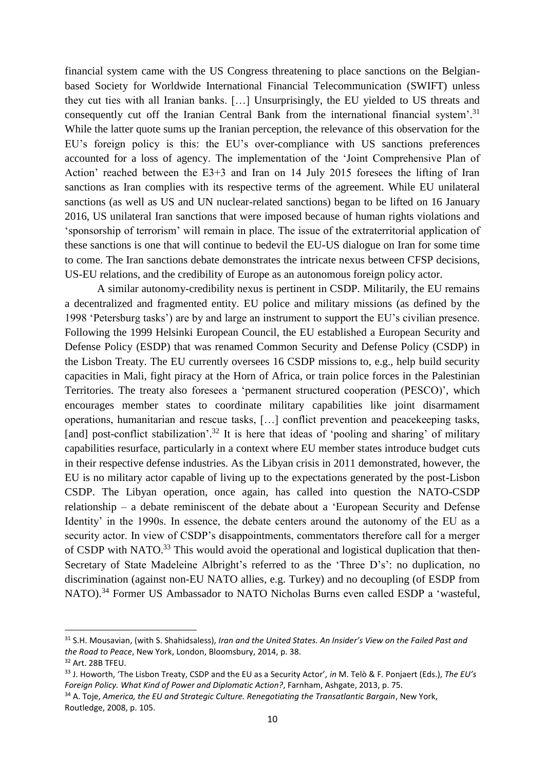financial system came with the US Congress threatening to place sanctions on the Belgian-based Society for Worldwide International Financial Telecommunication (SWIFT) unless they cut ties with all Iranian banks. […] Unsurprisingly, the EU yielded to US threats and consequently cut off the Iranian Central Bank from the international financial system'.[31] While the latter quote sums up the Iranian perception, the relevance of this observation for the EU's foreign policy is this: the EU's over-compliance with US sanctions preferences accounted for a loss of agency. The implementation of the 'Joint Comprehensive Plan of Action' reached between the E3+3 and Iran on 14 July 2015 foresees the lifting of Iran sanctions as Iran complies with its respective terms of the agreement. While EU unilateral sanctions (as well as US and UN nuclear-related sanctions) began to be lifted on 16 January 2016, US unilateral Iran sanctions that were imposed because of human rights violations and 'sponsorship of terrorism' will remain in place. The issue of the extraterritorial application of these sanctions is one that will continue to bedevil the EU-US dialogue on Iran for some time to come. The Iran sanctions debate demonstrates the intricate nexus between CFSP decisions, US-EU relations, and the credibility of Europe as an autonomous foreign policy actor.

A similar autonomy-credibility nexus is pertinent in CSDP. Militarily, the EU remains a decentralized and fragmented entity. EU police and military missions (as defined by the 1998 'Petersburg tasks') are by and large an instrument to support the EU's civilian presence. Following the 1999 Helsinki European Council, the EU established a European Security and Defense Policy (ESDP) that was renamed Common Security and Defense Policy (CSDP) in the Lisbon Treaty. The EU currently oversees 16 CSDP missions to, e.g., help build security capacities in Mali, fight piracy at the Horn of Africa, or train police forces in the Palestinian Territories. The treaty also foresees a 'permanent structured cooperation (PESCO)', which encourages member states to coordinate military capabilities like joint disarmament operations, humanitarian and rescue tasks, […] conflict prevention and peacekeeping tasks, [and] post-conflict stabilization'.[32] It is here that ideas of 'pooling and sharing' of military capabilities resurface, particularly in a context where EU member states introduce budget cuts in their respective defense industries. As the Libyan crisis in 2011 demonstrated, however, the EU is no military actor capable of living up to the expectations generated by the post-Lisbon CSDP. The Libyan operation, once again, has called into question the NATO-CSDP relationship – a debate reminiscent of the debate about a 'European Security and Defense Identity' in the 1990s. In essence, the debate centers around the autonomy of the EU as a security actor. In view of CSDP's disappointments, commentators therefore call for a merger of CSDP with NATO.[33] This would avoid the operational and logistical duplication that then-Secretary of State Madeleine Albright's referred to as the 'Three D's': no duplication, no discrimination (against non-EU NATO allies, e.g. Turkey) and no decoupling (of ESDP from NATO).[34] Former US Ambassador to NATO Nicholas Burns even called ESDP a 'wasteful,

---

[31] S.H. Mousavian, (with S. Shahidsaless), *Iran and the United States. An Insider's View on the Failed Past and the Road to Peace*, New York, London, Bloomsbury, 2014, p. 38.

[32] Art. 28B TFEU.

[33] J. Howorth, 'The Lisbon Treaty, CSDP and the EU as a Security Actor', *in* M. Telò & F. Ponjaert (Eds.), *The EU's Foreign Policy. What Kind of Power and Diplomatic Action?*, Farnham, Ashgate, 2013, p. 75.

[34] A. Toje, *America, the EU and Strategic Culture. Renegotiating the Transatlantic Bargain*, New York, Routledge, 2008, p. 105.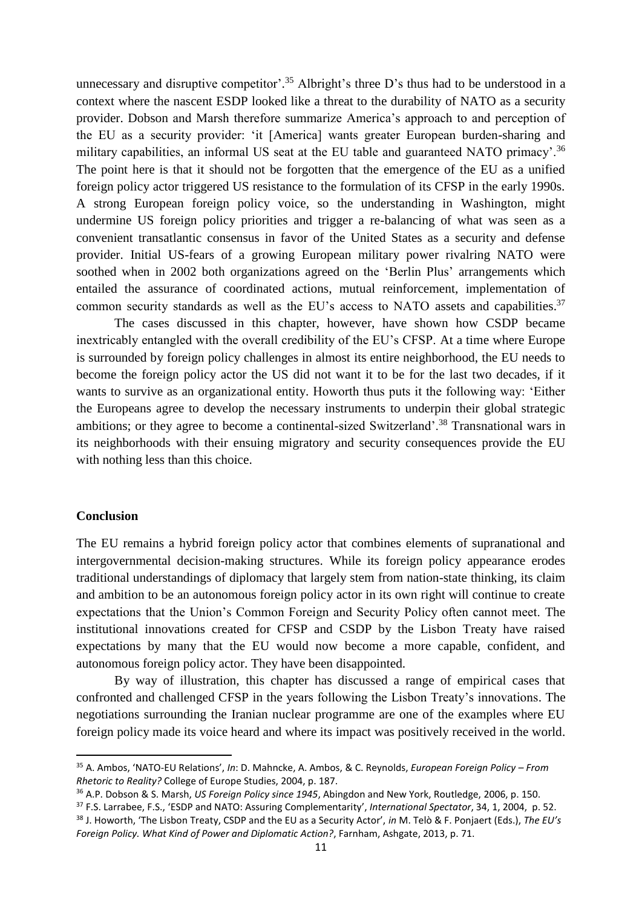unnecessary and disruptive competitor'.[35] Albright's three D's thus had to be understood in a context where the nascent ESDP looked like a threat to the durability of NATO as a security provider. Dobson and Marsh therefore summarize America's approach to and perception of the EU as a security provider: 'it [America] wants greater European burden-sharing and military capabilities, an informal US seat at the EU table and guaranteed NATO primacy'.[36] The point here is that it should not be forgotten that the emergence of the EU as a unified foreign policy actor triggered US resistance to the formulation of its CFSP in the early 1990s. A strong European foreign policy voice, so the understanding in Washington, might undermine US foreign policy priorities and trigger a re-balancing of what was seen as a convenient transatlantic consensus in favor of the United States as a security and defense provider. Initial US-fears of a growing European military power rivalring NATO were soothed when in 2002 both organizations agreed on the 'Berlin Plus' arrangements which entailed the assurance of coordinated actions, mutual reinforcement, implementation of common security standards as well as the EU's access to NATO assets and capabilities.[37]

The cases discussed in this chapter, however, have shown how CSDP became inextricably entangled with the overall credibility of the EU's CFSP. At a time where Europe is surrounded by foreign policy challenges in almost its entire neighborhood, the EU needs to become the foreign policy actor the US did not want it to be for the last two decades, if it wants to survive as an organizational entity. Howorth thus puts it the following way: 'Either the Europeans agree to develop the necessary instruments to underpin their global strategic ambitions; or they agree to become a continental-sized Switzerland'.[38] Transnational wars in its neighborhoods with their ensuing migratory and security consequences provide the EU with nothing less than this choice.

**Conclusion**

The EU remains a hybrid foreign policy actor that combines elements of supranational and intergovernmental decision-making structures. While its foreign policy appearance erodes traditional understandings of diplomacy that largely stem from nation-state thinking, its claim and ambition to be an autonomous foreign policy actor in its own right will continue to create expectations that the Union's Common Foreign and Security Policy often cannot meet. The institutional innovations created for CFSP and CSDP by the Lisbon Treaty have raised expectations by many that the EU would now become a more capable, confident, and autonomous foreign policy actor. They have been disappointed.

By way of illustration, this chapter has discussed a range of empirical cases that confronted and challenged CFSP in the years following the Lisbon Treaty's innovations. The negotiations surrounding the Iranian nuclear programme are one of the examples where EU foreign policy made its voice heard and where its impact was positively received in the world.

---

[35] A. Ambos, 'NATO-EU Relations', *In*: D. Mahncke, A. Ambos, & C. Reynolds, *European Foreign Policy – From Rhetoric to Reality?* College of Europe Studies, 2004, p. 187.

[36] A.P. Dobson & S. Marsh, *US Foreign Policy since 1945*, Abingdon and New York, Routledge, 2006, p. 150.

[37] F.S. Larrabee, F.S., 'ESDP and NATO: Assuring Complementarity', *International Spectator*, 34, 1, 2004, p. 52.

[38] J. Howorth, 'The Lisbon Treaty, CSDP and the EU as a Security Actor', *in* M. Telò & F. Ponjaert (Eds.), *The EU's Foreign Policy. What Kind of Power and Diplomatic Action?*, Farnham, Ashgate, 2013, p. 71.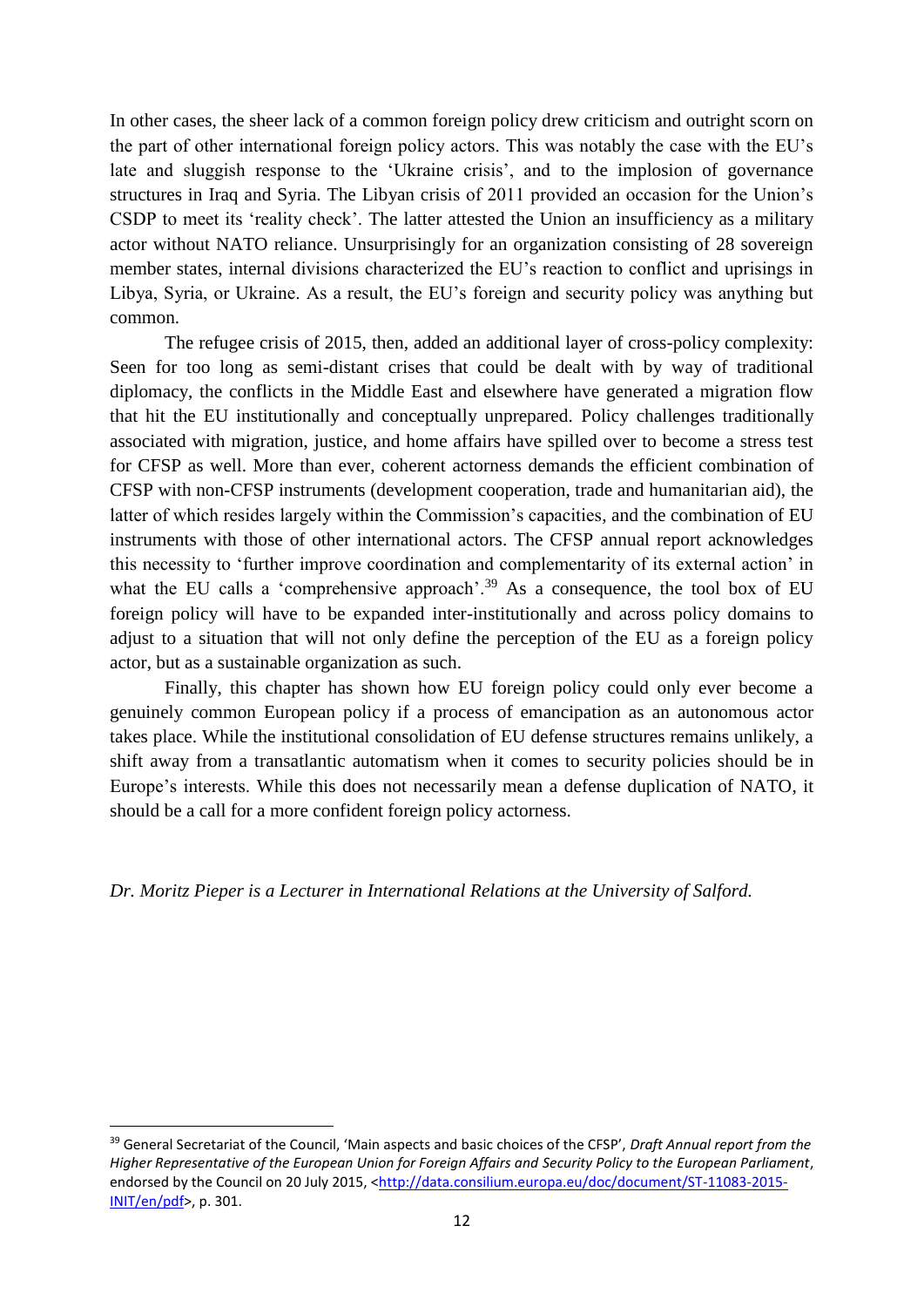In other cases, the sheer lack of a common foreign policy drew criticism and outright scorn on the part of other international foreign policy actors. This was notably the case with the EU's late and sluggish response to the 'Ukraine crisis', and to the implosion of governance structures in Iraq and Syria. The Libyan crisis of 2011 provided an occasion for the Union's CSDP to meet its 'reality check'. The latter attested the Union an insufficiency as a military actor without NATO reliance. Unsurprisingly for an organization consisting of 28 sovereign member states, internal divisions characterized the EU's reaction to conflict and uprisings in Libya, Syria, or Ukraine. As a result, the EU's foreign and security policy was anything but common.

The refugee crisis of 2015, then, added an additional layer of cross-policy complexity: Seen for too long as semi-distant crises that could be dealt with by way of traditional diplomacy, the conflicts in the Middle East and elsewhere have generated a migration flow that hit the EU institutionally and conceptually unprepared. Policy challenges traditionally associated with migration, justice, and home affairs have spilled over to become a stress test for CFSP as well. More than ever, coherent actorness demands the efficient combination of CFSP with non-CFSP instruments (development cooperation, trade and humanitarian aid), the latter of which resides largely within the Commission's capacities, and the combination of EU instruments with those of other international actors. The CFSP annual report acknowledges this necessity to 'further improve coordination and complementarity of its external action' in what the EU calls a 'comprehensive approach'.[39] As a consequence, the tool box of EU foreign policy will have to be expanded inter-institutionally and across policy domains to adjust to a situation that will not only define the perception of the EU as a foreign policy actor, but as a sustainable organization as such.

Finally, this chapter has shown how EU foreign policy could only ever become a genuinely common European policy if a process of emancipation as an autonomous actor takes place. While the institutional consolidation of EU defense structures remains unlikely, a shift away from a transatlantic automatism when it comes to security policies should be in Europe's interests. While this does not necessarily mean a defense duplication of NATO, it should be a call for a more confident foreign policy actorness.

*Dr. Moritz Pieper is a Lecturer in International Relations at the University of Salford.*

---

[39] General Secretariat of the Council, 'Main aspects and basic choices of the CFSP', *Draft Annual report from the Higher Representative of the European Union for Foreign Affairs and Security Policy to the European Parliament*, endorsed by the Council on 20 July 2015, <http://data.consilium.europa.eu/doc/document/ST-11083-2015-INIT/en/pdf>, p. 301.